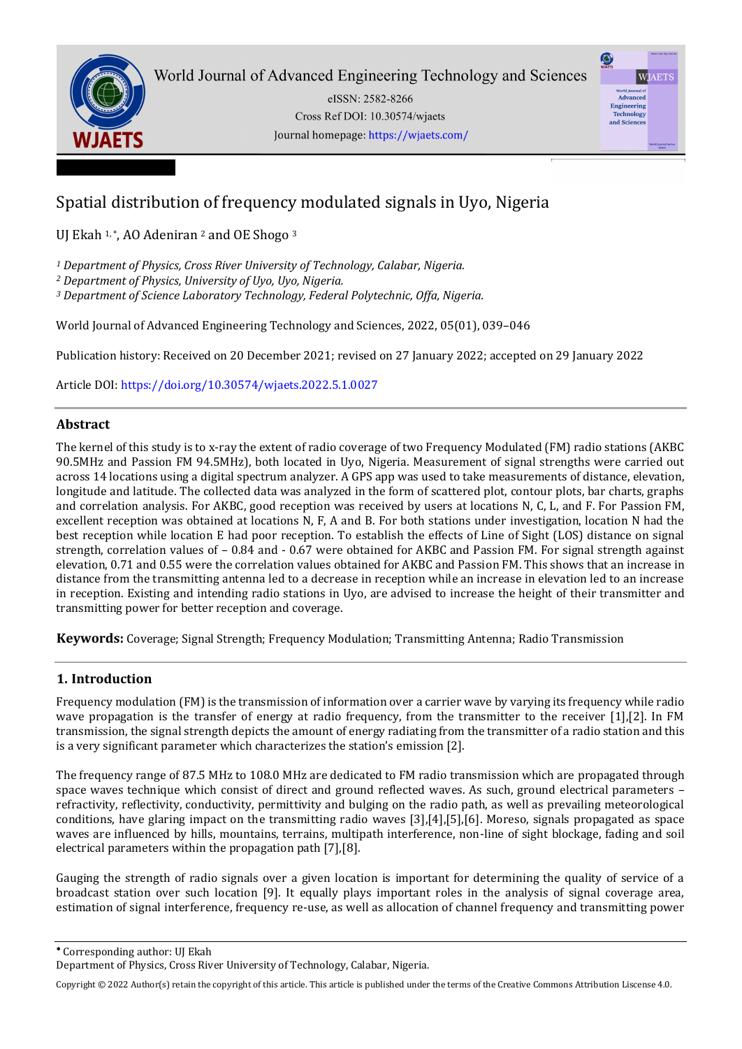# Spatial distribution of frequency modulated signals in Uyo, Nigeria

UJ Ekah [1,*], AO Adeniran [2] and OE Shogo [3]

*[1] Department of Physics, Cross River University of Technology, Calabar, Nigeria.*
*[2] Department of Physics, University of Uyo, Uyo, Nigeria.*
*[3] Department of Science Laboratory Technology, Federal Polytechnic, Offa, Nigeria.*

World Journal of Advanced Engineering Technology and Sciences, 2022, 05(01), 039–046

Publication history: Received on 20 December 2021; revised on 27 January 2022; accepted on 29 January 2022

Article DOI: https://doi.org/10.30574/wjaets.2022.5.1.0027

## Abstract

The kernel of this study is to x-ray the extent of radio coverage of two Frequency Modulated (FM) radio stations (AKBC 90.5MHz and Passion FM 94.5MHz), both located in Uyo, Nigeria. Measurement of signal strengths were carried out across 14 locations using a digital spectrum analyzer. A GPS app was used to take measurements of distance, elevation, longitude and latitude. The collected data was analyzed in the form of scattered plot, contour plots, bar charts, graphs and correlation analysis. For AKBC, good reception was received by users at locations N, C, L, and F. For Passion FM, excellent reception was obtained at locations N, F, A and B. For both stations under investigation, location N had the best reception while location E had poor reception. To establish the effects of Line of Sight (LOS) distance on signal strength, correlation values of – 0.84 and - 0.67 were obtained for AKBC and Passion FM. For signal strength against elevation, 0.71 and 0.55 were the correlation values obtained for AKBC and Passion FM. This shows that an increase in distance from the transmitting antenna led to a decrease in reception while an increase in elevation led to an increase in reception. Existing and intending radio stations in Uyo, are advised to increase the height of their transmitter and transmitting power for better reception and coverage.

**Keywords:** Coverage; Signal Strength; Frequency Modulation; Transmitting Antenna; Radio Transmission

## 1. Introduction

Frequency modulation (FM) is the transmission of information over a carrier wave by varying its frequency while radio wave propagation is the transfer of energy at radio frequency, from the transmitter to the receiver [1],[2]. In FM transmission, the signal strength depicts the amount of energy radiating from the transmitter of a radio station and this is a very significant parameter which characterizes the station's emission [2].

The frequency range of 87.5 MHz to 108.0 MHz are dedicated to FM radio transmission which are propagated through space waves technique which consist of direct and ground reflected waves. As such, ground electrical parameters – refractivity, reflectivity, conductivity, permittivity and bulging on the radio path, as well as prevailing meteorological conditions, have glaring impact on the transmitting radio waves [3],[4],[5],[6]. Moreso, signals propagated as space waves are influenced by hills, mountains, terrains, multipath interference, non-line of sight blockage, fading and soil electrical parameters within the propagation path [7],[8].

Gauging the strength of radio signals over a given location is important for determining the quality of service of a broadcast station over such location [9]. It equally plays important roles in the analysis of signal coverage area, estimation of signal interference, frequency re-use, as well as allocation of channel frequency and transmitting power

* Corresponding author: UJ Ekah
Department of Physics, Cross River University of Technology, Calabar, Nigeria.

Copyright © 2022 Author(s) retain the copyright of this article. This article is published under the terms of the Creative Commons Attribution Liscense 4.0.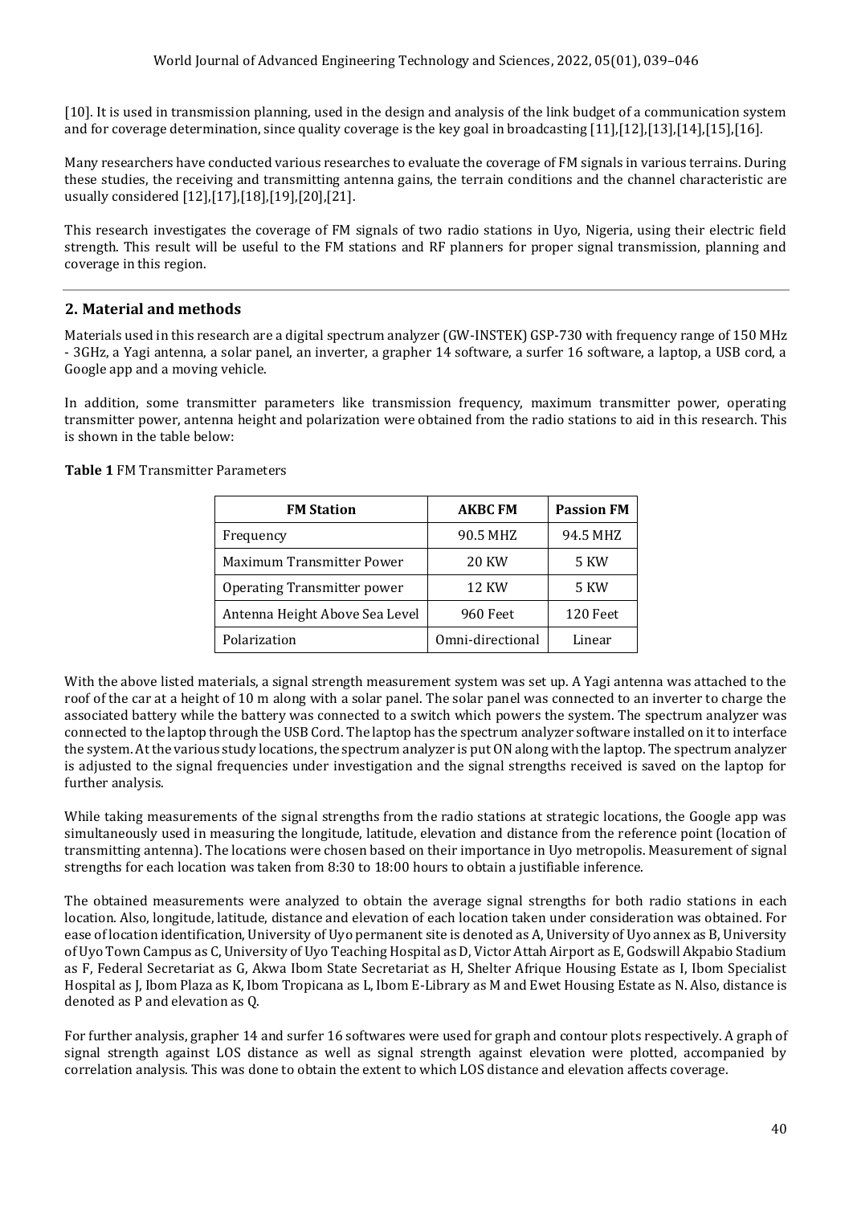[10]. It is used in transmission planning, used in the design and analysis of the link budget of a communication system and for coverage determination, since quality coverage is the key goal in broadcasting [11],[12],[13],[14],[15],[16].

Many researchers have conducted various researches to evaluate the coverage of FM signals in various terrains. During these studies, the receiving and transmitting antenna gains, the terrain conditions and the channel characteristic are usually considered [12],[17],[18],[19],[20],[21].

This research investigates the coverage of FM signals of two radio stations in Uyo, Nigeria, using their electric field strength. This result will be useful to the FM stations and RF planners for proper signal transmission, planning and coverage in this region.

## 2. Material and methods

Materials used in this research are a digital spectrum analyzer (GW-INSTEK) GSP-730 with frequency range of 150 MHz - 3GHz, a Yagi antenna, a solar panel, an inverter, a grapher 14 software, a surfer 16 software, a laptop, a USB cord, a Google app and a moving vehicle.

In addition, some transmitter parameters like transmission frequency, maximum transmitter power, operating transmitter power, antenna height and polarization were obtained from the radio stations to aid in this research. This is shown in the table below:

**Table 1** FM Transmitter Parameters

| FM Station | AKBC FM | Passion FM |
|---|---|---|
| Frequency | 90.5 MHZ | 94.5 MHZ |
| Maximum Transmitter Power | 20 KW | 5 KW |
| Operating Transmitter power | 12 KW | 5 KW |
| Antenna Height Above Sea Level | 960 Feet | 120 Feet |
| Polarization | Omni-directional | Linear |

With the above listed materials, a signal strength measurement system was set up. A Yagi antenna was attached to the roof of the car at a height of 10 m along with a solar panel. The solar panel was connected to an inverter to charge the associated battery while the battery was connected to a switch which powers the system. The spectrum analyzer was connected to the laptop through the USB Cord. The laptop has the spectrum analyzer software installed on it to interface the system. At the various study locations, the spectrum analyzer is put ON along with the laptop. The spectrum analyzer is adjusted to the signal frequencies under investigation and the signal strengths received is saved on the laptop for further analysis.

While taking measurements of the signal strengths from the radio stations at strategic locations, the Google app was simultaneously used in measuring the longitude, latitude, elevation and distance from the reference point (location of transmitting antenna). The locations were chosen based on their importance in Uyo metropolis. Measurement of signal strengths for each location was taken from 8:30 to 18:00 hours to obtain a justifiable inference.

The obtained measurements were analyzed to obtain the average signal strengths for both radio stations in each location. Also, longitude, latitude, distance and elevation of each location taken under consideration was obtained. For ease of location identification, University of Uyo permanent site is denoted as A, University of Uyo annex as B, University of Uyo Town Campus as C, University of Uyo Teaching Hospital as D, Victor Attah Airport as E, Godswill Akpabio Stadium as F, Federal Secretariat as G, Akwa Ibom State Secretariat as H, Shelter Afrique Housing Estate as I, Ibom Specialist Hospital as J, Ibom Plaza as K, Ibom Tropicana as L, Ibom E-Library as M and Ewet Housing Estate as N. Also, distance is denoted as P and elevation as Q.

For further analysis, grapher 14 and surfer 16 softwares were used for graph and contour plots respectively. A graph of signal strength against LOS distance as well as signal strength against elevation were plotted, accompanied by correlation analysis. This was done to obtain the extent to which LOS distance and elevation affects coverage.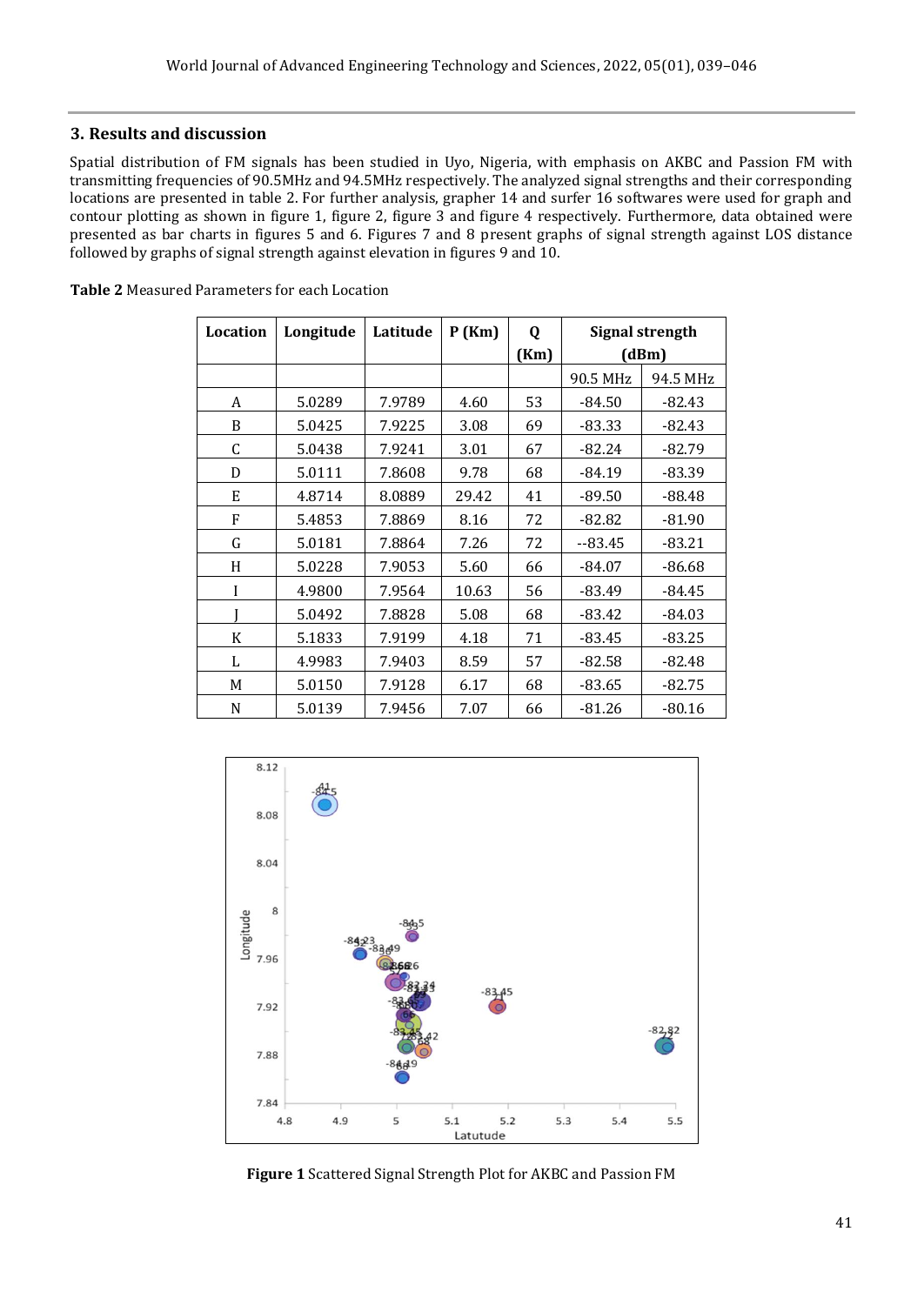## 3. Results and discussion

Spatial distribution of FM signals has been studied in Uyo, Nigeria, with emphasis on AKBC and Passion FM with transmitting frequencies of 90.5MHz and 94.5MHz respectively. The analyzed signal strengths and their corresponding locations are presented in table 2. For further analysis, grapher 14 and surfer 16 softwares were used for graph and contour plotting as shown in figure 1, figure 2, figure 3 and figure 4 respectively. Furthermore, data obtained were presented as bar charts in figures 5 and 6. Figures 7 and 8 present graphs of signal strength against LOS distance followed by graphs of signal strength against elevation in figures 9 and 10.

**Table 2** Measured Parameters for each Location

| Location | Longitude | Latitude | P (Km) | Q (Km) | Signal strength (dBm) | |
|---|---|---|---|---|---|---|
| | | | | | 90.5 MHz | 94.5 MHz |
| A | 5.0289 | 7.9789 | 4.60 | 53 | -84.50 | -82.43 |
| B | 5.0425 | 7.9225 | 3.08 | 69 | -83.33 | -82.43 |
| C | 5.0438 | 7.9241 | 3.01 | 67 | -82.24 | -82.79 |
| D | 5.0111 | 7.8608 | 9.78 | 68 | -84.19 | -83.39 |
| E | 4.8714 | 8.0889 | 29.42 | 41 | -89.50 | -88.48 |
| F | 5.4853 | 7.8869 | 8.16 | 72 | -82.82 | -81.90 |
| G | 5.0181 | 7.8864 | 7.26 | 72 | --83.45 | -83.21 |
| H | 5.0228 | 7.9053 | 5.60 | 66 | -84.07 | -86.68 |
| I | 4.9800 | 7.9564 | 10.63 | 56 | -83.49 | -84.45 |
| J | 5.0492 | 7.8828 | 5.08 | 68 | -83.42 | -84.03 |
| K | 5.1833 | 7.9199 | 4.18 | 71 | -83.45 | -83.25 |
| L | 4.9983 | 7.9403 | 8.59 | 57 | -82.58 | -82.48 |
| M | 5.0150 | 7.9128 | 6.17 | 68 | -83.65 | -82.75 |
| N | 5.0139 | 7.9456 | 7.07 | 66 | -81.26 | -80.16 |

**Figure 1** Scattered Signal Strength Plot for AKBC and Passion FM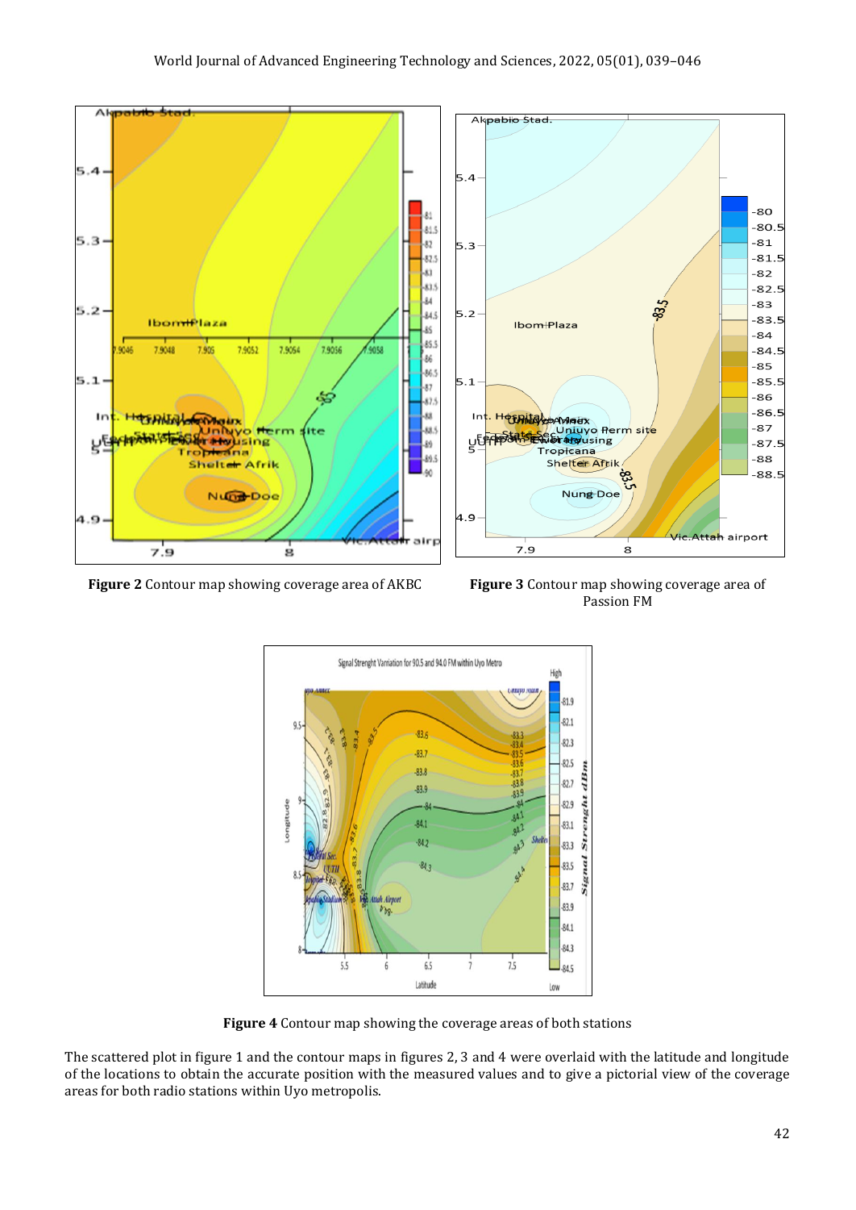**Figure 2** Contour map showing coverage area of AKBC

**Figure 3** Contour map showing coverage area of Passion FM

**Figure 4** Contour map showing the coverage areas of both stations

The scattered plot in figure 1 and the contour maps in figures 2, 3 and 4 were overlaid with the latitude and longitude of the locations to obtain the accurate position with the measured values and to give a pictorial view of the coverage areas for both radio stations within Uyo metropolis.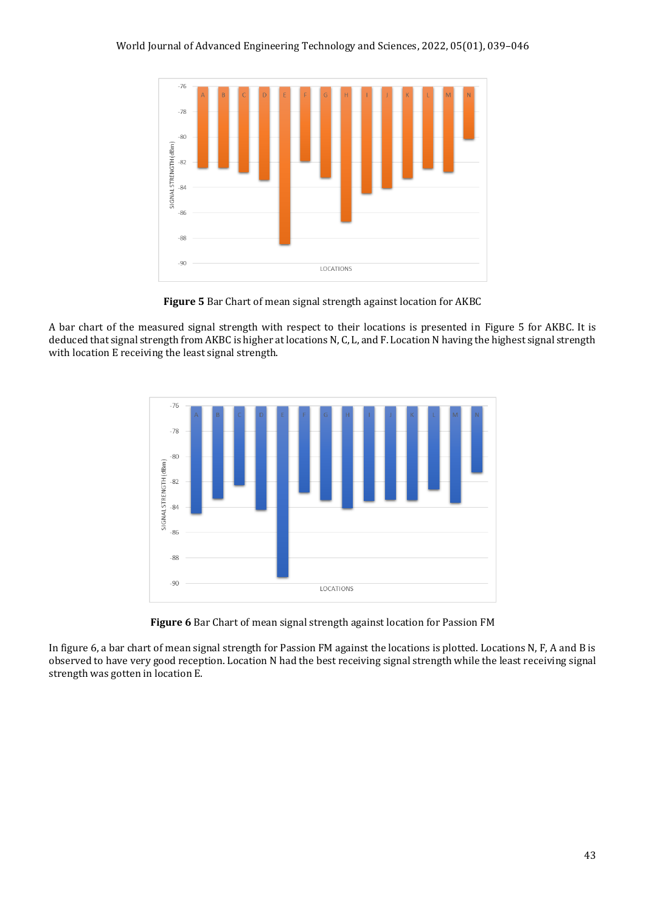**Figure 5** Bar Chart of mean signal strength against location for AKBC

A bar chart of the measured signal strength with respect to their locations is presented in Figure 5 for AKBC. It is deduced that signal strength from AKBC is higher at locations N, C, L, and F. Location N having the highest signal strength with location E receiving the least signal strength.

**Figure 6** Bar Chart of mean signal strength against location for Passion FM

In figure 6, a bar chart of mean signal strength for Passion FM against the locations is plotted. Locations N, F, A and B is observed to have very good reception. Location N had the best receiving signal strength while the least receiving signal strength was gotten in location E.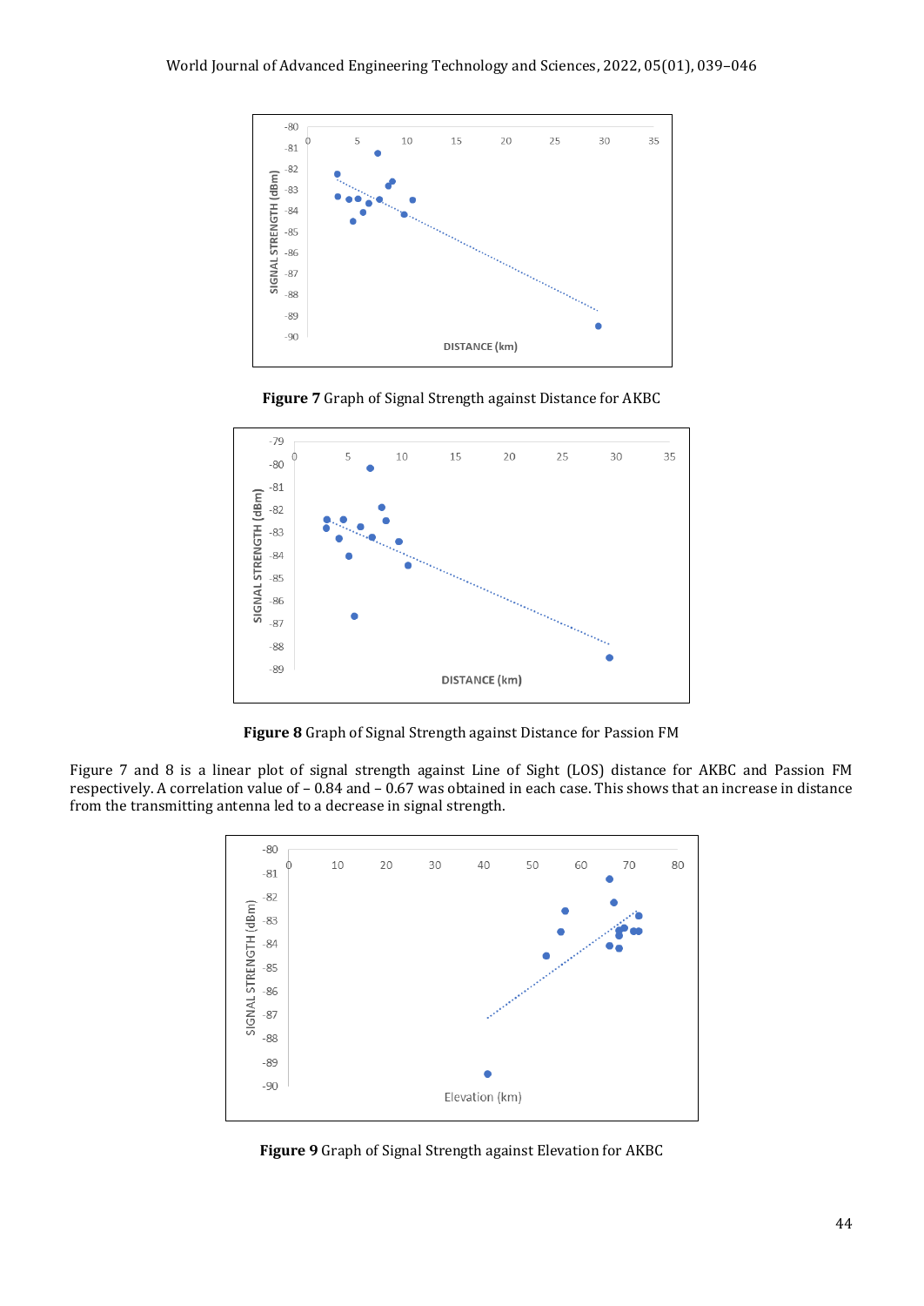**Figure 7** Graph of Signal Strength against Distance for AKBC

**Figure 8** Graph of Signal Strength against Distance for Passion FM

Figure 7 and 8 is a linear plot of signal strength against Line of Sight (LOS) distance for AKBC and Passion FM respectively. A correlation value of – 0.84 and – 0.67 was obtained in each case. This shows that an increase in distance from the transmitting antenna led to a decrease in signal strength.

**Figure 9** Graph of Signal Strength against Elevation for AKBC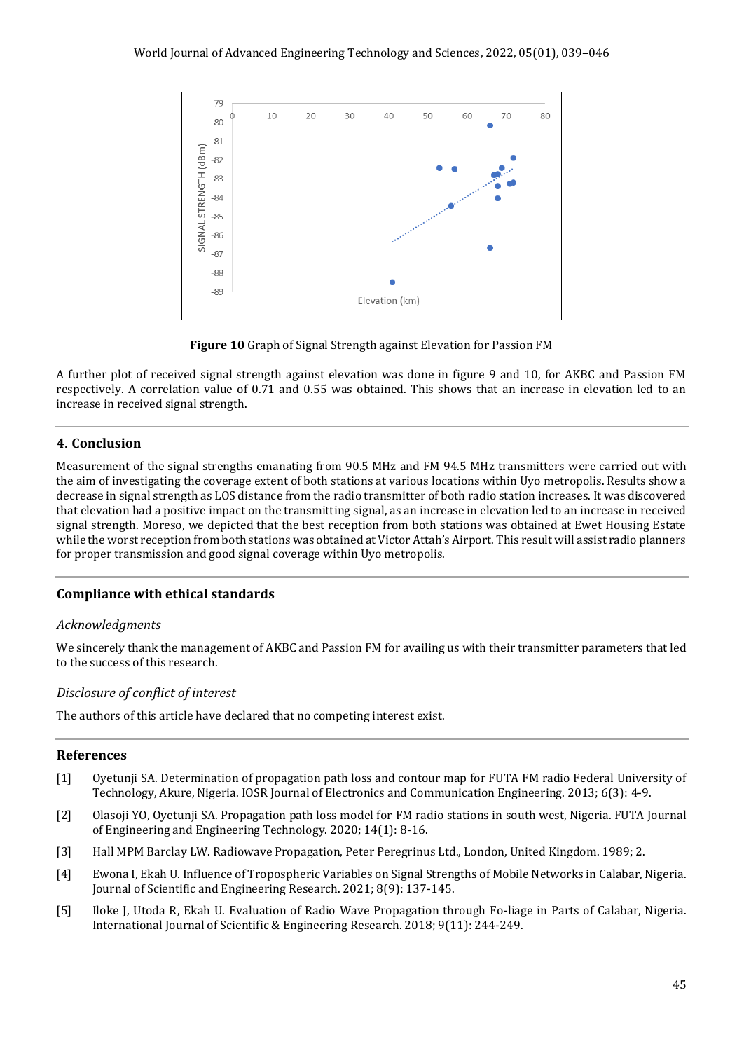**Figure 10** Graph of Signal Strength against Elevation for Passion FM

A further plot of received signal strength against elevation was done in figure 9 and 10, for AKBC and Passion FM respectively. A correlation value of 0.71 and 0.55 was obtained. This shows that an increase in elevation led to an increase in received signal strength.

## 4. Conclusion

Measurement of the signal strengths emanating from 90.5 MHz and FM 94.5 MHz transmitters were carried out with the aim of investigating the coverage extent of both stations at various locations within Uyo metropolis. Results show a decrease in signal strength as LOS distance from the radio transmitter of both radio station increases. It was discovered that elevation had a positive impact on the transmitting signal, as an increase in elevation led to an increase in received signal strength. Moreso, we depicted that the best reception from both stations was obtained at Ewet Housing Estate while the worst reception from both stations was obtained at Victor Attah's Airport. This result will assist radio planners for proper transmission and good signal coverage within Uyo metropolis.

## Compliance with ethical standards

*Acknowledgments*

We sincerely thank the management of AKBC and Passion FM for availing us with their transmitter parameters that led to the success of this research.

*Disclosure of conflict of interest*

The authors of this article have declared that no competing interest exist.

## References

[1] Oyetunji SA. Determination of propagation path loss and contour map for FUTA FM radio Federal University of Technology, Akure, Nigeria. IOSR Journal of Electronics and Communication Engineering. 2013; 6(3): 4-9.

[2] Olasoji YO, Oyetunji SA. Propagation path loss model for FM radio stations in south west, Nigeria. FUTA Journal of Engineering and Engineering Technology. 2020; 14(1): 8-16.

[3] Hall MPM Barclay LW. Radiowave Propagation, Peter Peregrinus Ltd., London, United Kingdom. 1989; 2.

[4] Ewona I, Ekah U. Influence of Tropospheric Variables on Signal Strengths of Mobile Networks in Calabar, Nigeria. Journal of Scientific and Engineering Research. 2021; 8(9): 137-145.

[5] Iloke J, Utoda R, Ekah U. Evaluation of Radio Wave Propagation through Fo-liage in Parts of Calabar, Nigeria. International Journal of Scientific & Engineering Research. 2018; 9(11): 244-249.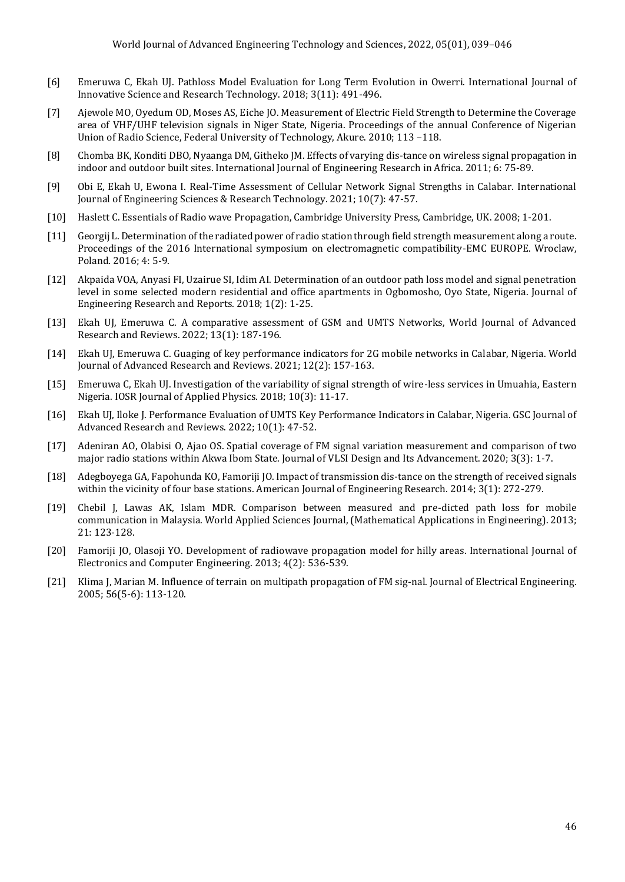[6] Emeruwa C, Ekah UJ. Pathloss Model Evaluation for Long Term Evolution in Owerri. International Journal of Innovative Science and Research Technology. 2018; 3(11): 491-496.

[7] Ajewole MO, Oyedum OD, Moses AS, Eiche JO. Measurement of Electric Field Strength to Determine the Coverage area of VHF/UHF television signals in Niger State, Nigeria. Proceedings of the annual Conference of Nigerian Union of Radio Science, Federal University of Technology, Akure. 2010; 113 –118.

[8] Chomba BK, Konditi DBO, Nyaanga DM, Githeko JM. Effects of varying dis-tance on wireless signal propagation in indoor and outdoor built sites. International Journal of Engineering Research in Africa. 2011; 6: 75-89.

[9] Obi E, Ekah U, Ewona I. Real-Time Assessment of Cellular Network Signal Strengths in Calabar. International Journal of Engineering Sciences & Research Technology. 2021; 10(7): 47-57.

[10] Haslett C. Essentials of Radio wave Propagation, Cambridge University Press, Cambridge, UK. 2008; 1-201.

[11] Georgij L. Determination of the radiated power of radio station through field strength measurement along a route. Proceedings of the 2016 International symposium on electromagnetic compatibility-EMC EUROPE. Wroclaw, Poland. 2016; 4: 5-9.

[12] Akpaida VOA, Anyasi FI, Uzairue SI, Idim AI. Determination of an outdoor path loss model and signal penetration level in some selected modern residential and office apartments in Ogbomosho, Oyo State, Nigeria. Journal of Engineering Research and Reports. 2018; 1(2): 1-25.

[13] Ekah UJ, Emeruwa C. A comparative assessment of GSM and UMTS Networks, World Journal of Advanced Research and Reviews. 2022; 13(1): 187-196.

[14] Ekah UJ, Emeruwa C. Guaging of key performance indicators for 2G mobile networks in Calabar, Nigeria. World Journal of Advanced Research and Reviews. 2021; 12(2): 157-163.

[15] Emeruwa C, Ekah UJ. Investigation of the variability of signal strength of wire-less services in Umuahia, Eastern Nigeria. IOSR Journal of Applied Physics. 2018; 10(3): 11-17.

[16] Ekah UJ, Iloke J. Performance Evaluation of UMTS Key Performance Indicators in Calabar, Nigeria. GSC Journal of Advanced Research and Reviews. 2022; 10(1): 47-52.

[17] Adeniran AO, Olabisi O, Ajao OS. Spatial coverage of FM signal variation measurement and comparison of two major radio stations within Akwa Ibom State. Journal of VLSI Design and Its Advancement. 2020; 3(3): 1-7.

[18] Adegboyega GA, Fapohunda KO, Famoriji JO. Impact of transmission dis-tance on the strength of received signals within the vicinity of four base stations. American Journal of Engineering Research. 2014; 3(1): 272-279.

[19] Chebil J, Lawas AK, Islam MDR. Comparison between measured and pre-dicted path loss for mobile communication in Malaysia. World Applied Sciences Journal, (Mathematical Applications in Engineering). 2013; 21: 123-128.

[20] Famoriji JO, Olasoji YO. Development of radiowave propagation model for hilly areas. International Journal of Electronics and Computer Engineering. 2013; 4(2): 536-539.

[21] Klima J, Marian M. Influence of terrain on multipath propagation of FM sig-nal. Journal of Electrical Engineering. 2005; 56(5-6): 113-120.